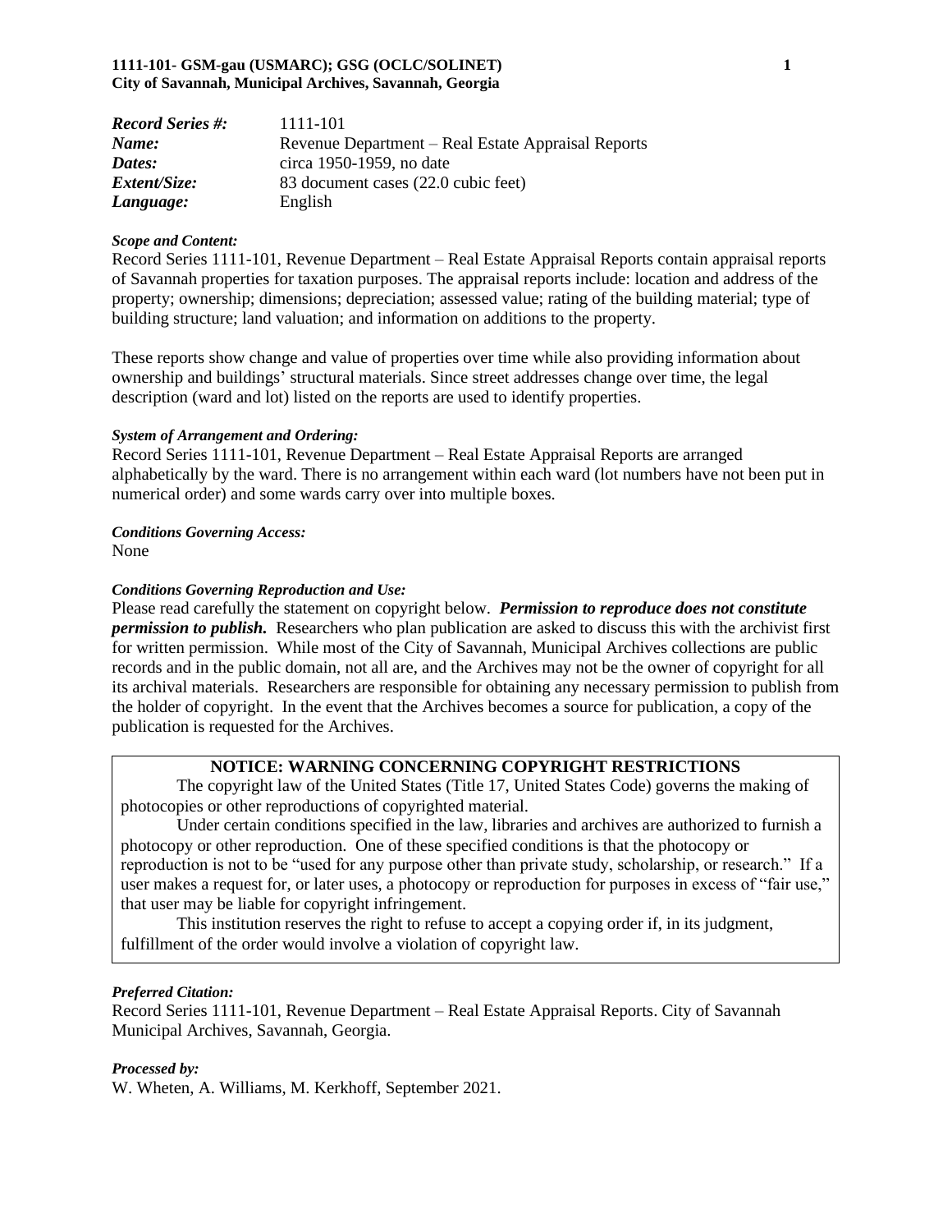| | |
|---|---|
| ***Record Series #:*** | 1111-101 |
| ***Name:*** | Revenue Department – Real Estate Appraisal Reports |
| ***Dates:*** | circa 1950-1959, no date |
| ***Extent/Size:*** | 83 document cases (22.0 cubic feet) |
| ***Language:*** | English |

***Scope and Content:***

Record Series 1111-101, Revenue Department – Real Estate Appraisal Reports contain appraisal reports of Savannah properties for taxation purposes. The appraisal reports include: location and address of the property; ownership; dimensions; depreciation; assessed value; rating of the building material; type of building structure; land valuation; and information on additions to the property.

These reports show change and value of properties over time while also providing information about ownership and buildings' structural materials. Since street addresses change over time, the legal description (ward and lot) listed on the reports are used to identify properties.

***System of Arrangement and Ordering:***

Record Series 1111-101, Revenue Department – Real Estate Appraisal Reports are arranged alphabetically by the ward. There is no arrangement within each ward (lot numbers have not been put in numerical order) and some wards carry over into multiple boxes.

***Conditions Governing Access:***

None

***Conditions Governing Reproduction and Use:***

Please read carefully the statement on copyright below. ***Permission to reproduce does not constitute permission to publish.*** Researchers who plan publication are asked to discuss this with the archivist first for written permission. While most of the City of Savannah, Municipal Archives collections are public records and in the public domain, not all are, and the Archives may not be the owner of copyright for all its archival materials. Researchers are responsible for obtaining any necessary permission to publish from the holder of copyright. In the event that the Archives becomes a source for publication, a copy of the publication is requested for the Archives.

**NOTICE: WARNING CONCERNING COPYRIGHT RESTRICTIONS**

The copyright law of the United States (Title 17, United States Code) governs the making of photocopies or other reproductions of copyrighted material.

Under certain conditions specified in the law, libraries and archives are authorized to furnish a photocopy or other reproduction. One of these specified conditions is that the photocopy or reproduction is not to be "used for any purpose other than private study, scholarship, or research." If a user makes a request for, or later uses, a photocopy or reproduction for purposes in excess of "fair use," that user may be liable for copyright infringement.

This institution reserves the right to refuse to accept a copying order if, in its judgment, fulfillment of the order would involve a violation of copyright law.

***Preferred Citation:***

Record Series 1111-101, Revenue Department – Real Estate Appraisal Reports. City of Savannah Municipal Archives, Savannah, Georgia.

***Processed by:***

W. Wheten, A. Williams, M. Kerkhoff, September 2021.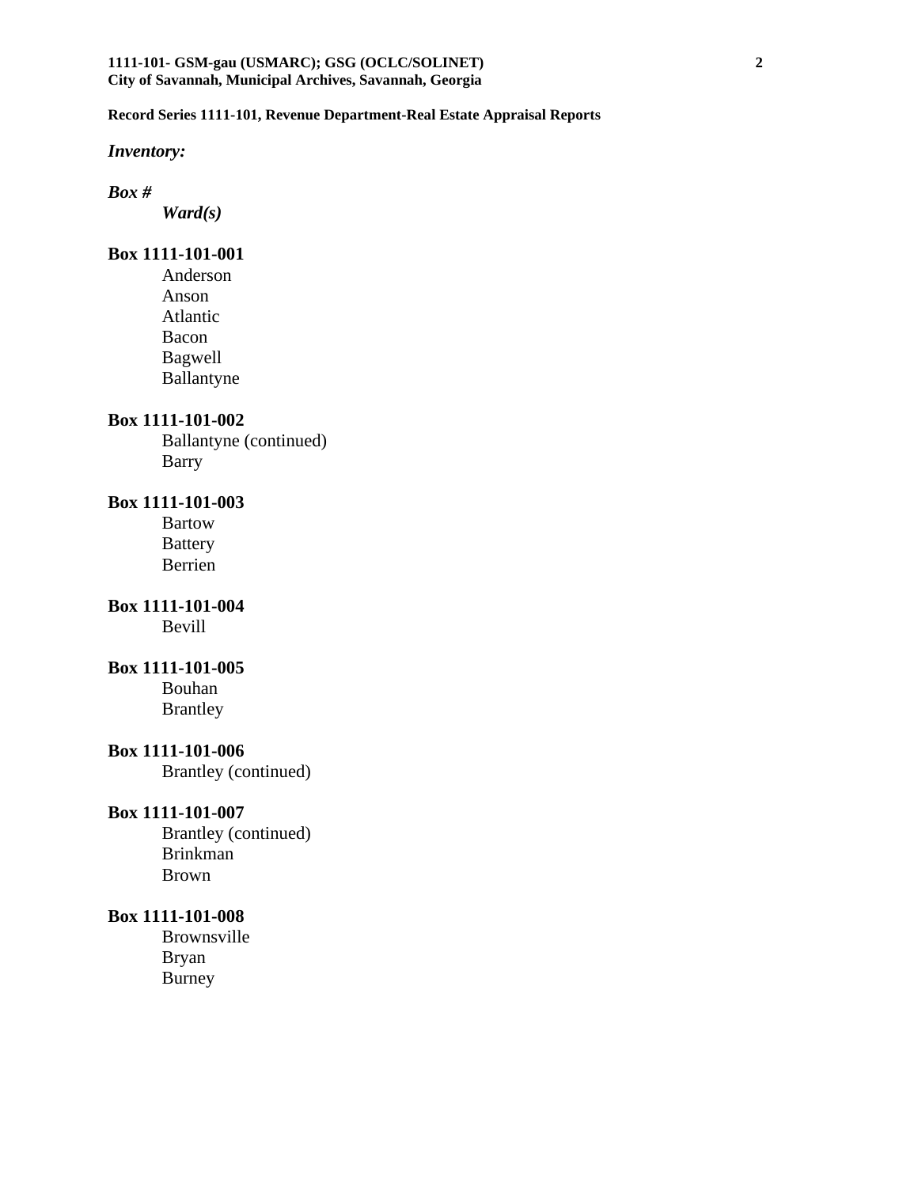**Record Series 1111-101, Revenue Department-Real Estate Appraisal Reports**

***Inventory:***

***Box #***

*Ward(s)*

**Box 1111-101-001**

- Anderson
- Anson
- Atlantic
- Bacon
- Bagwell
- Ballantyne

**Box 1111-101-002**

- Ballantyne (continued)
- Barry

**Box 1111-101-003**

- Bartow
- Battery
- Berrien

**Box 1111-101-004**

- Bevill

**Box 1111-101-005**

- Bouhan
- Brantley

**Box 1111-101-006**

- Brantley (continued)

**Box 1111-101-007**

- Brantley (continued)
- Brinkman
- Brown

**Box 1111-101-008**

- Brownsville
- Bryan
- Burney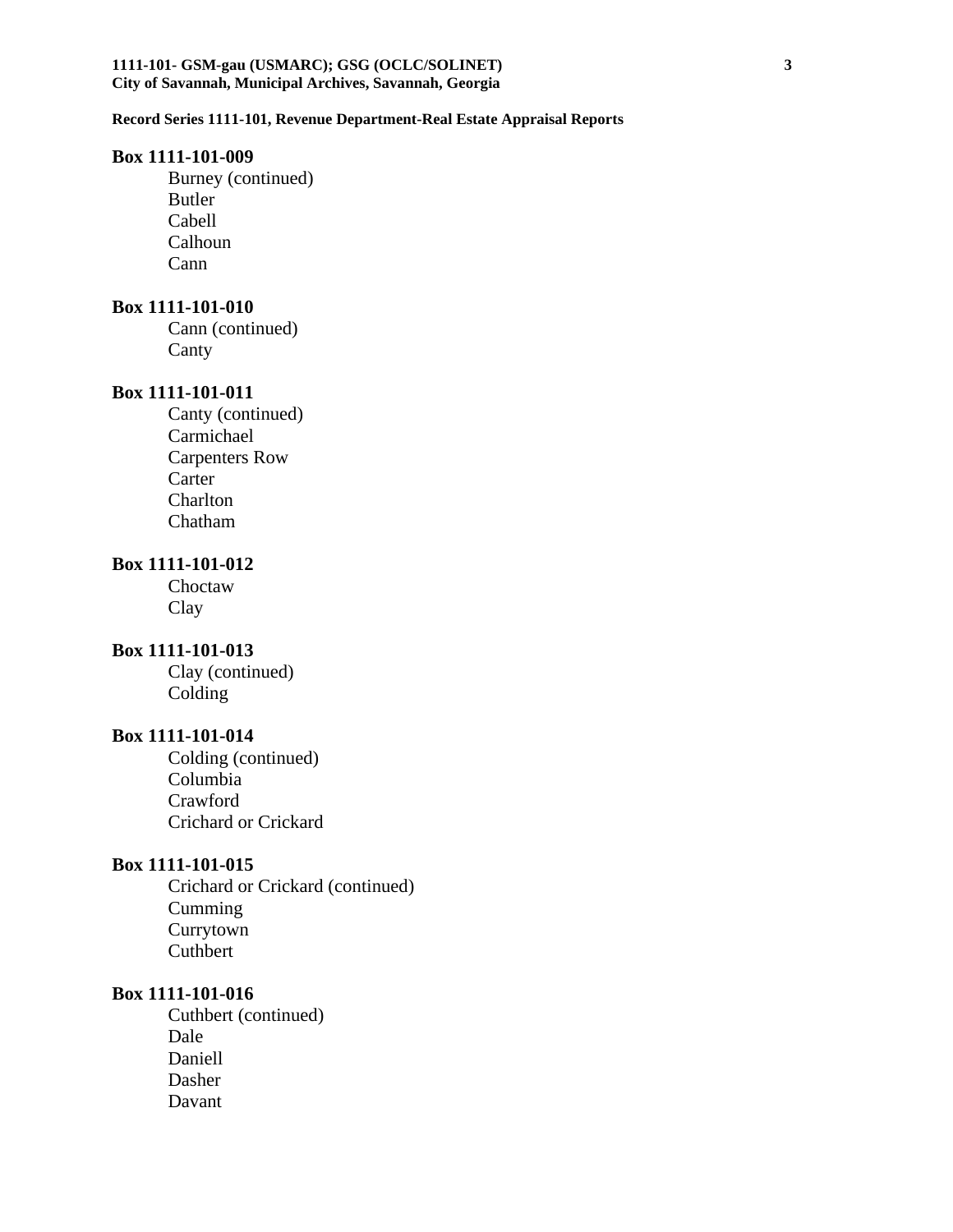**Record Series 1111-101, Revenue Department-Real Estate Appraisal Reports**

**Box 1111-101-009**

- Burney (continued)
- Butler
- Cabell
- Calhoun
- Cann

**Box 1111-101-010**

- Cann (continued)
- Canty

**Box 1111-101-011**

- Canty (continued)
- Carmichael
- Carpenters Row
- Carter
- Charlton
- Chatham

**Box 1111-101-012**

- Choctaw
- Clay

**Box 1111-101-013**

- Clay (continued)
- Colding

**Box 1111-101-014**

- Colding (continued)
- Columbia
- Crawford
- Crichard or Crickard

**Box 1111-101-015**

- Crichard or Crickard (continued)
- Cumming
- Currytown
- Cuthbert

**Box 1111-101-016**

- Cuthbert (continued)
- Dale
- Daniell
- Dasher
- Davant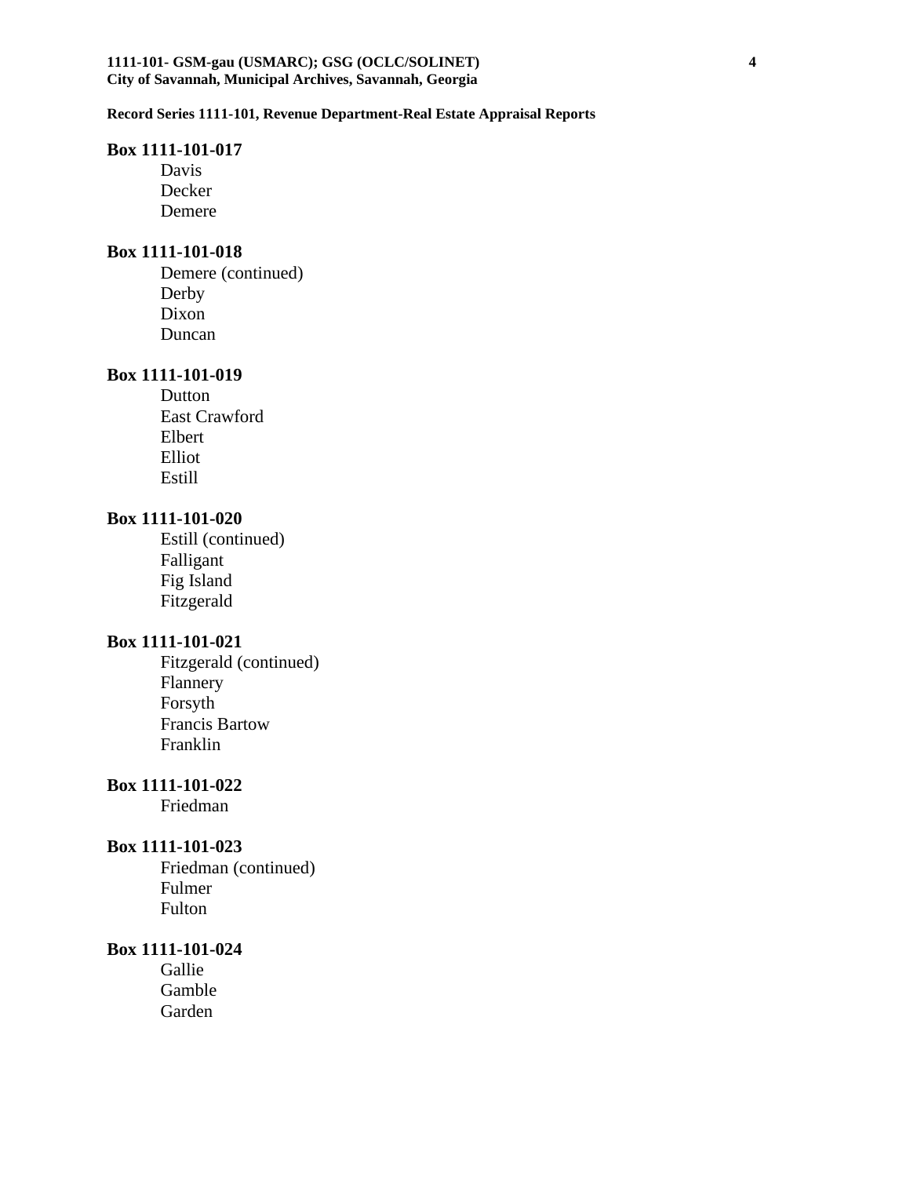**Record Series 1111-101, Revenue Department-Real Estate Appraisal Reports**

**Box 1111-101-017**

- Davis
- Decker
- Demere

**Box 1111-101-018**

- Demere (continued)
- Derby
- Dixon
- Duncan

**Box 1111-101-019**

- Dutton
- East Crawford
- Elbert
- Elliot
- Estill

**Box 1111-101-020**

- Estill (continued)
- Falligant
- Fig Island
- Fitzgerald

**Box 1111-101-021**

- Fitzgerald (continued)
- Flannery
- Forsyth
- Francis Bartow
- Franklin

**Box 1111-101-022**

- Friedman

**Box 1111-101-023**

- Friedman (continued)
- Fulmer
- Fulton

**Box 1111-101-024**

- Gallie
- Gamble
- Garden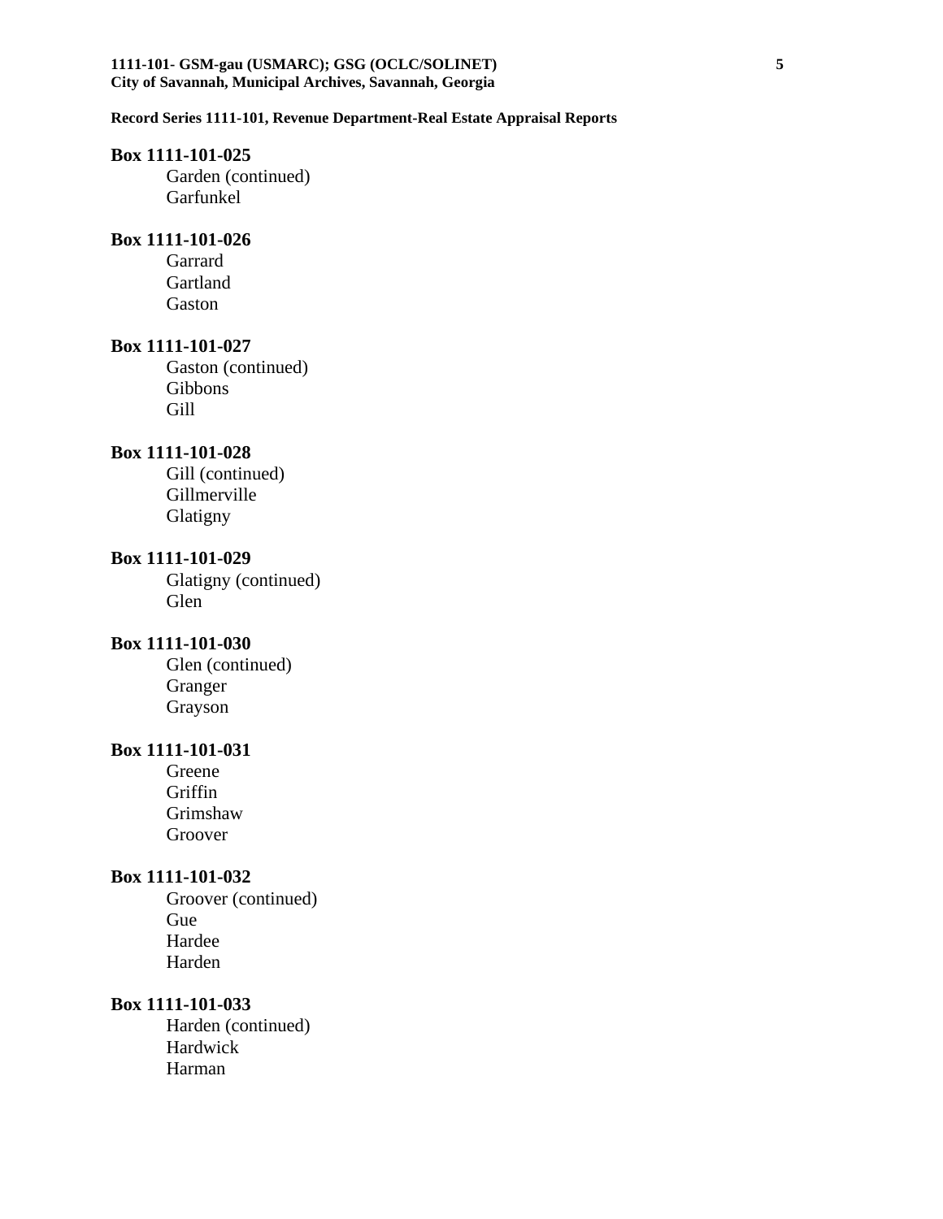**Record Series 1111-101, Revenue Department-Real Estate Appraisal Reports**

**Box 1111-101-025**

Garden (continued)
Garfunkel

**Box 1111-101-026**

Garrard
Gartland
Gaston

**Box 1111-101-027**

Gaston (continued)
Gibbons
Gill

**Box 1111-101-028**

Gill (continued)
Gillmerville
Glatigny

**Box 1111-101-029**

Glatigny (continued)
Glen

**Box 1111-101-030**

Glen (continued)
Granger
Grayson

**Box 1111-101-031**

Greene
Griffin
Grimshaw
Groover

**Box 1111-101-032**

Groover (continued)
Gue
Hardee
Harden

**Box 1111-101-033**

Harden (continued)
Hardwick
Harman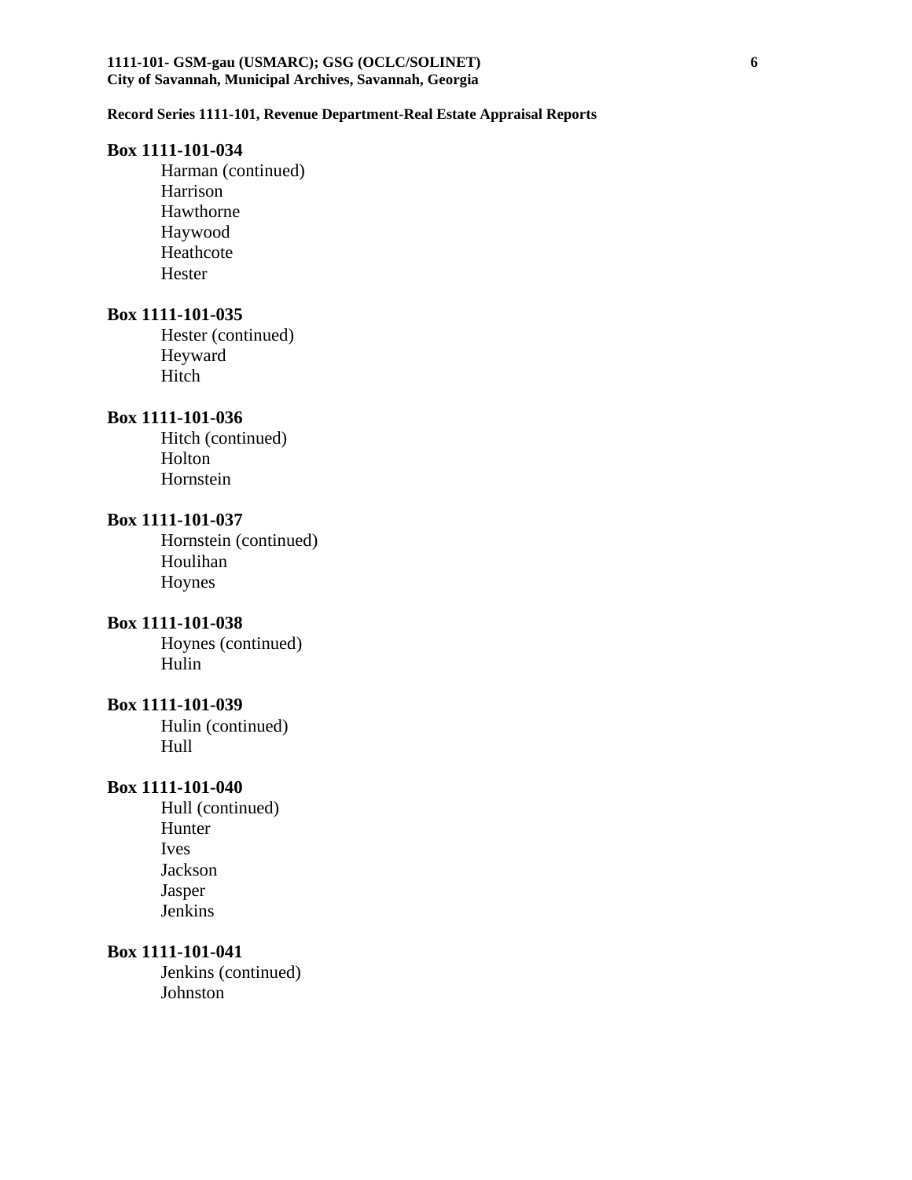**Record Series 1111-101, Revenue Department-Real Estate Appraisal Reports**

**Box 1111-101-034**

Harman (continued)
Harrison
Hawthorne
Haywood
Heathcote
Hester

**Box 1111-101-035**

Hester (continued)
Heyward
Hitch

**Box 1111-101-036**

Hitch (continued)
Holton
Hornstein

**Box 1111-101-037**

Hornstein (continued)
Houlihan
Hoynes

**Box 1111-101-038**

Hoynes (continued)
Hulin

**Box 1111-101-039**

Hulin (continued)
Hull

**Box 1111-101-040**

Hull (continued)
Hunter
Ives
Jackson
Jasper
Jenkins

**Box 1111-101-041**

Jenkins (continued)
Johnston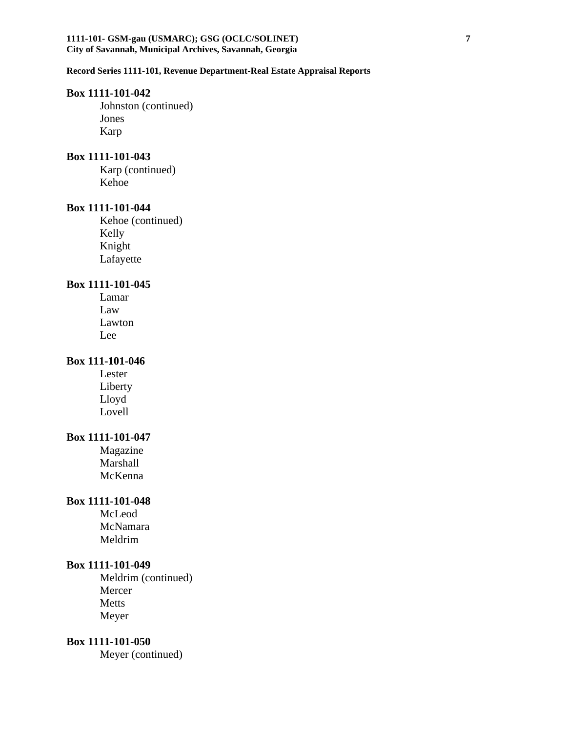**Record Series 1111-101, Revenue Department-Real Estate Appraisal Reports**

**Box 1111-101-042**

Johnston (continued)
Jones
Karp

**Box 1111-101-043**

Karp (continued)
Kehoe

**Box 1111-101-044**

Kehoe (continued)
Kelly
Knight
Lafayette

**Box 1111-101-045**

Lamar
Law
Lawton
Lee

**Box 111-101-046**

Lester
Liberty
Lloyd
Lovell

**Box 1111-101-047**

Magazine
Marshall
McKenna

**Box 1111-101-048**

McLeod
McNamara
Meldrim

**Box 1111-101-049**

Meldrim (continued)
Mercer
Metts
Meyer

**Box 1111-101-050**

Meyer (continued)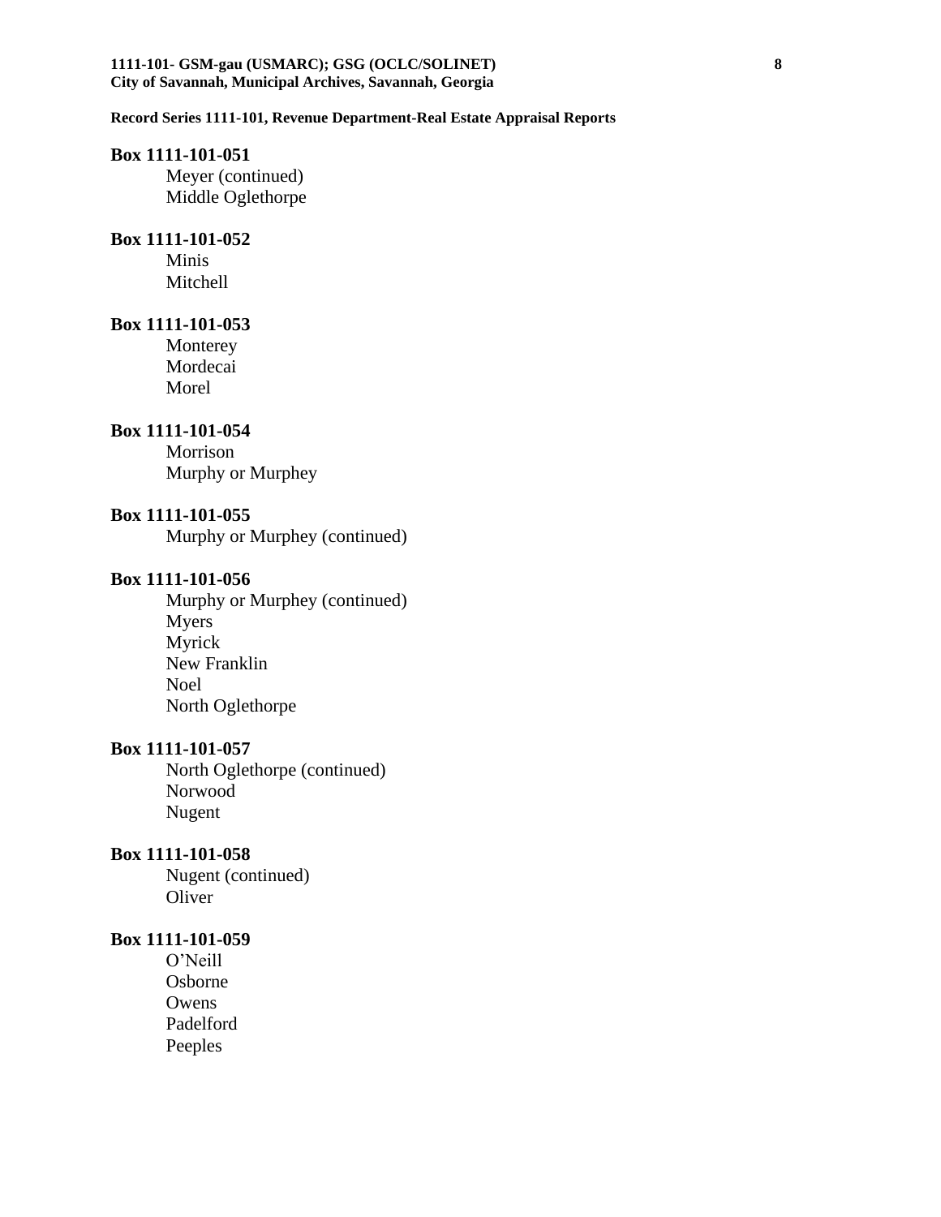**Record Series 1111-101, Revenue Department-Real Estate Appraisal Reports**

**Box 1111-101-051**

Meyer (continued)
Middle Oglethorpe

**Box 1111-101-052**

Minis
Mitchell

**Box 1111-101-053**

Monterey
Mordecai
Morel

**Box 1111-101-054**

Morrison
Murphy or Murphey

**Box 1111-101-055**

Murphy or Murphey (continued)

**Box 1111-101-056**

Murphy or Murphey (continued)
Myers
Myrick
New Franklin
Noel
North Oglethorpe

**Box 1111-101-057**

North Oglethorpe (continued)
Norwood
Nugent

**Box 1111-101-058**

Nugent (continued)
Oliver

**Box 1111-101-059**

O'Neill
Osborne
Owens
Padelford
Peeples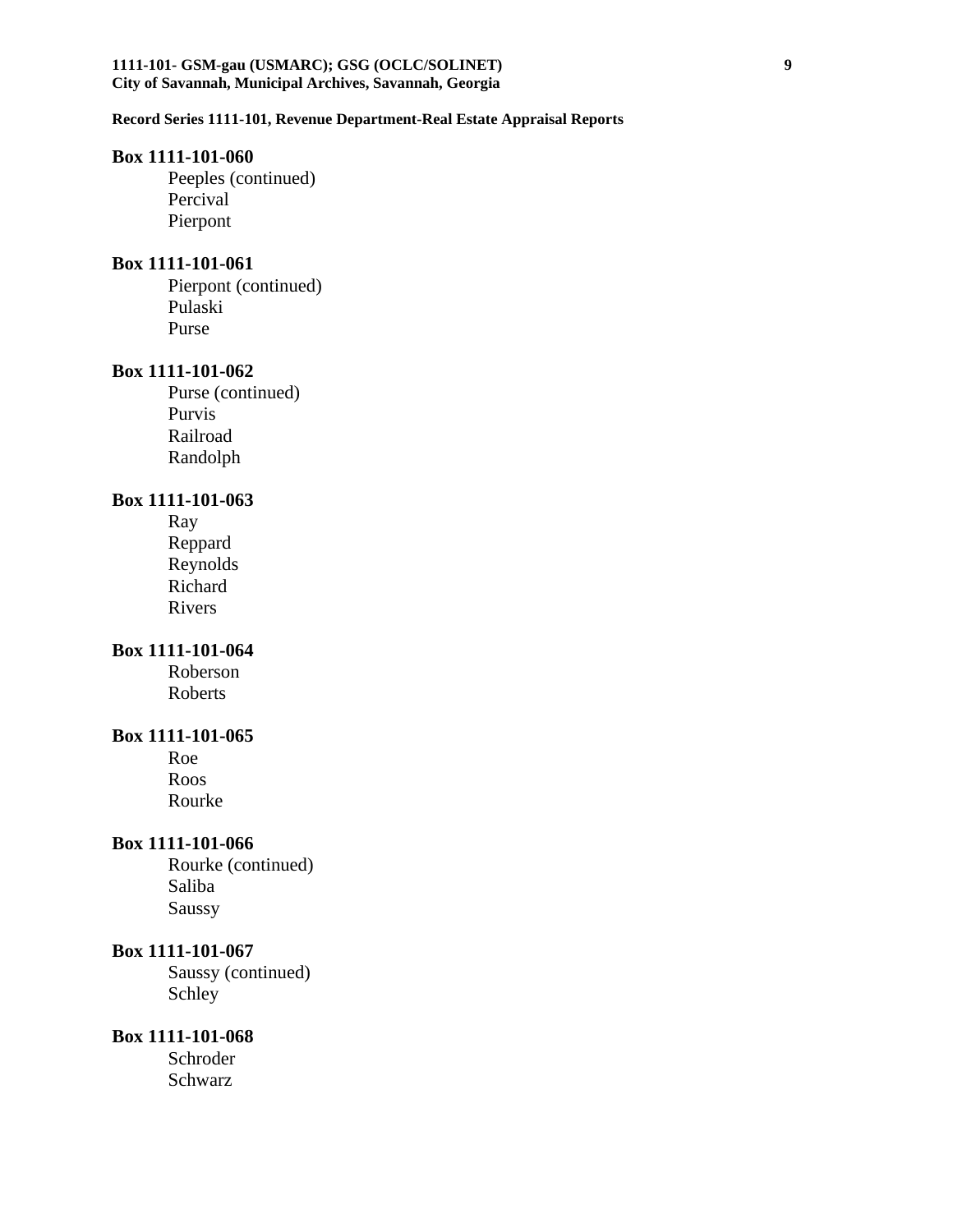**Record Series 1111-101, Revenue Department-Real Estate Appraisal Reports**

**Box 1111-101-060**

Peeples (continued)
Percival
Pierpont

**Box 1111-101-061**

Pierpont (continued)
Pulaski
Purse

**Box 1111-101-062**

Purse (continued)
Purvis
Railroad
Randolph

**Box 1111-101-063**

Ray
Reppard
Reynolds
Richard
Rivers

**Box 1111-101-064**

Roberson
Roberts

**Box 1111-101-065**

Roe
Roos
Rourke

**Box 1111-101-066**

Rourke (continued)
Saliba
Saussy

**Box 1111-101-067**

Saussy (continued)
Schley

**Box 1111-101-068**

Schroder
Schwarz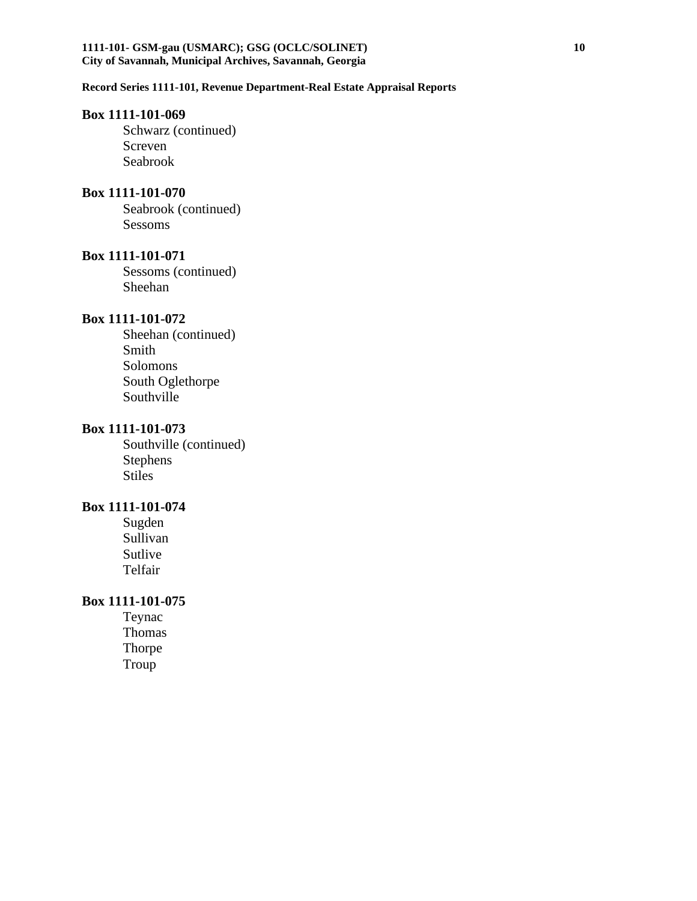**Record Series 1111-101, Revenue Department-Real Estate Appraisal Reports**

**Box 1111-101-069**

Schwarz (continued)
Screven
Seabrook

**Box 1111-101-070**

Seabrook (continued)
Sessoms

**Box 1111-101-071**

Sessoms (continued)
Sheehan

**Box 1111-101-072**

Sheehan (continued)
Smith
Solomons
South Oglethorpe
Southville

**Box 1111-101-073**

Southville (continued)
Stephens
Stiles

**Box 1111-101-074**

Sugden
Sullivan
Sutlive
Telfair

**Box 1111-101-075**

Teynac
Thomas
Thorpe
Troup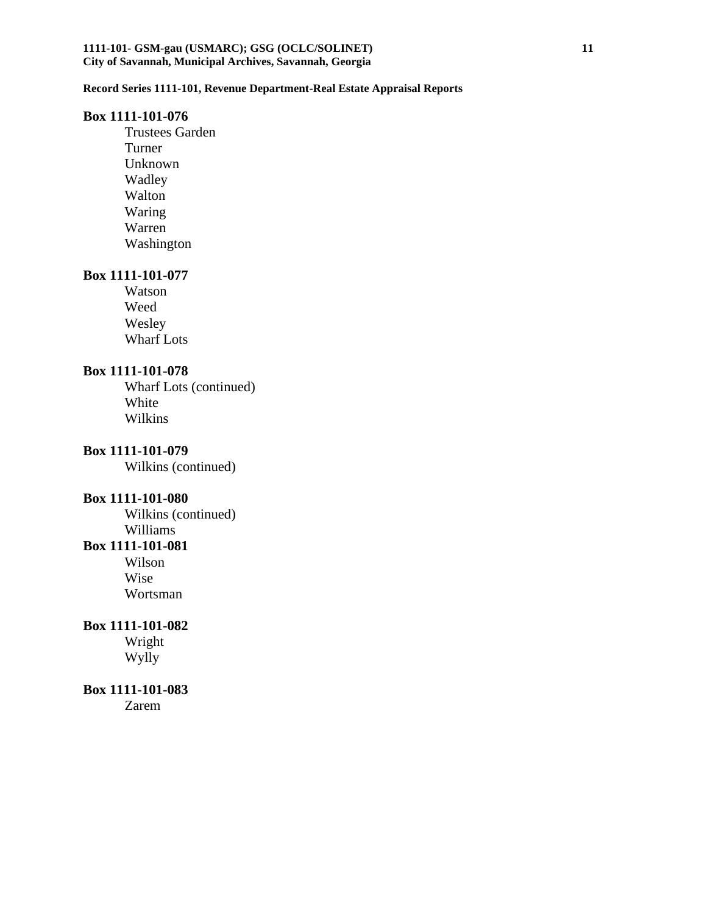**Record Series 1111-101, Revenue Department-Real Estate Appraisal Reports**

**Box 1111-101-076**

Trustees Garden
Turner
Unknown
Wadley
Walton
Waring
Warren
Washington

**Box 1111-101-077**

Watson
Weed
Wesley
Wharf Lots

**Box 1111-101-078**

Wharf Lots (continued)
White
Wilkins

**Box 1111-101-079**

Wilkins (continued)

**Box 1111-101-080**

Wilkins (continued)
Williams

**Box 1111-101-081**

Wilson
Wise
Wortsman

**Box 1111-101-082**

Wright
Wylly

**Box 1111-101-083**

Zarem